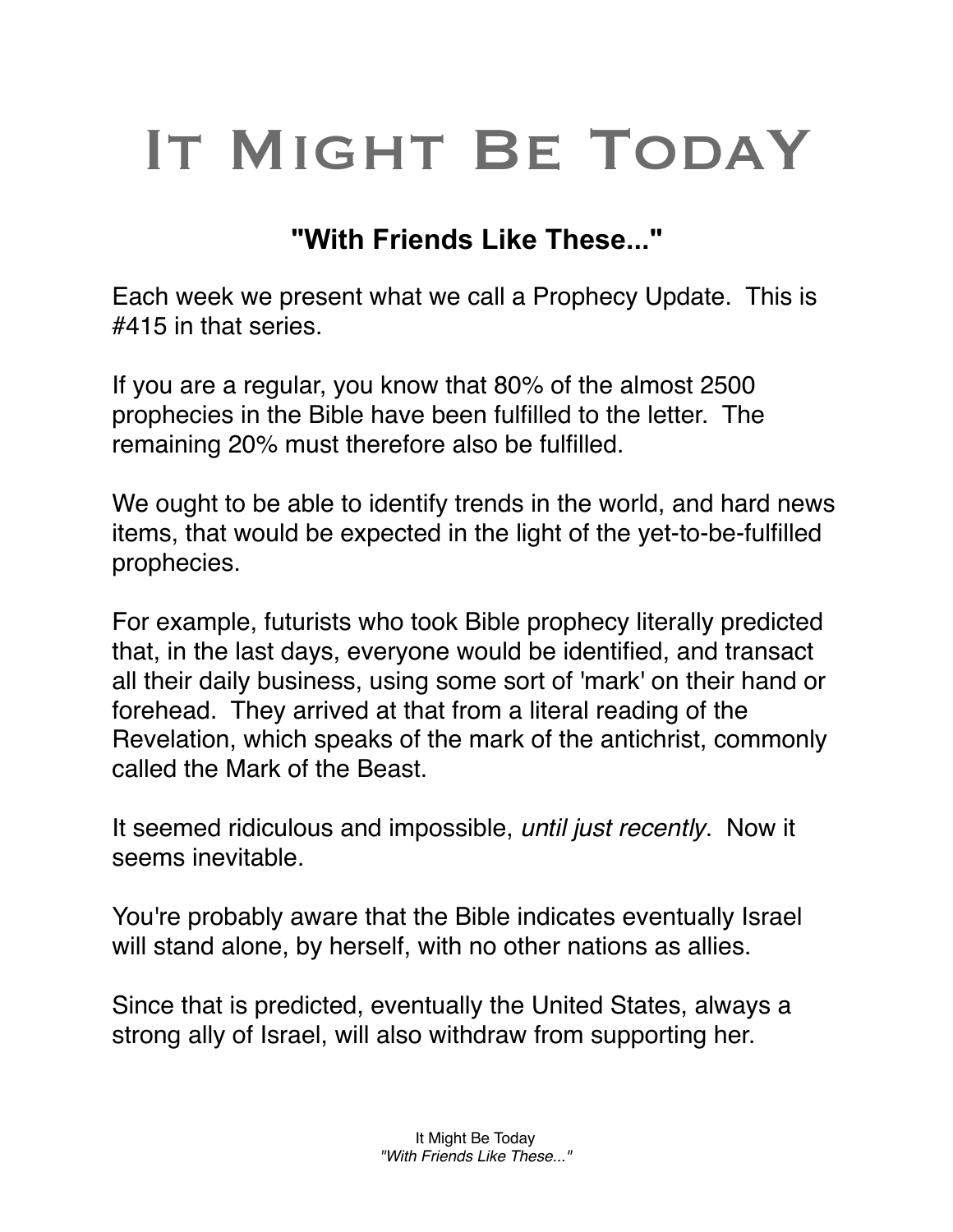# It Might Be TodaY

## "With Friends Like These..."

Each week we present what we call a Prophecy Update. This is #415 in that series.

If you are a regular, you know that 80% of the almost 2500 prophecies in the Bible have been fulfilled to the letter. The remaining 20% must therefore also be fulfilled.

We ought to be able to identify trends in the world, and hard news items, that would be expected in the light of the yet-to-be-fulfilled prophecies.

For example, futurists who took Bible prophecy literally predicted that, in the last days, everyone would be identified, and transact all their daily business, using some sort of 'mark' on their hand or forehead. They arrived at that from a literal reading of the Revelation, which speaks of the mark of the antichrist, commonly called the Mark of the Beast.

It seemed ridiculous and impossible, *until just recently*. Now it seems inevitable.

You're probably aware that the Bible indicates eventually Israel will stand alone, by herself, with no other nations as allies.

Since that is predicted, eventually the United States, always a strong ally of Israel, will also withdraw from supporting her.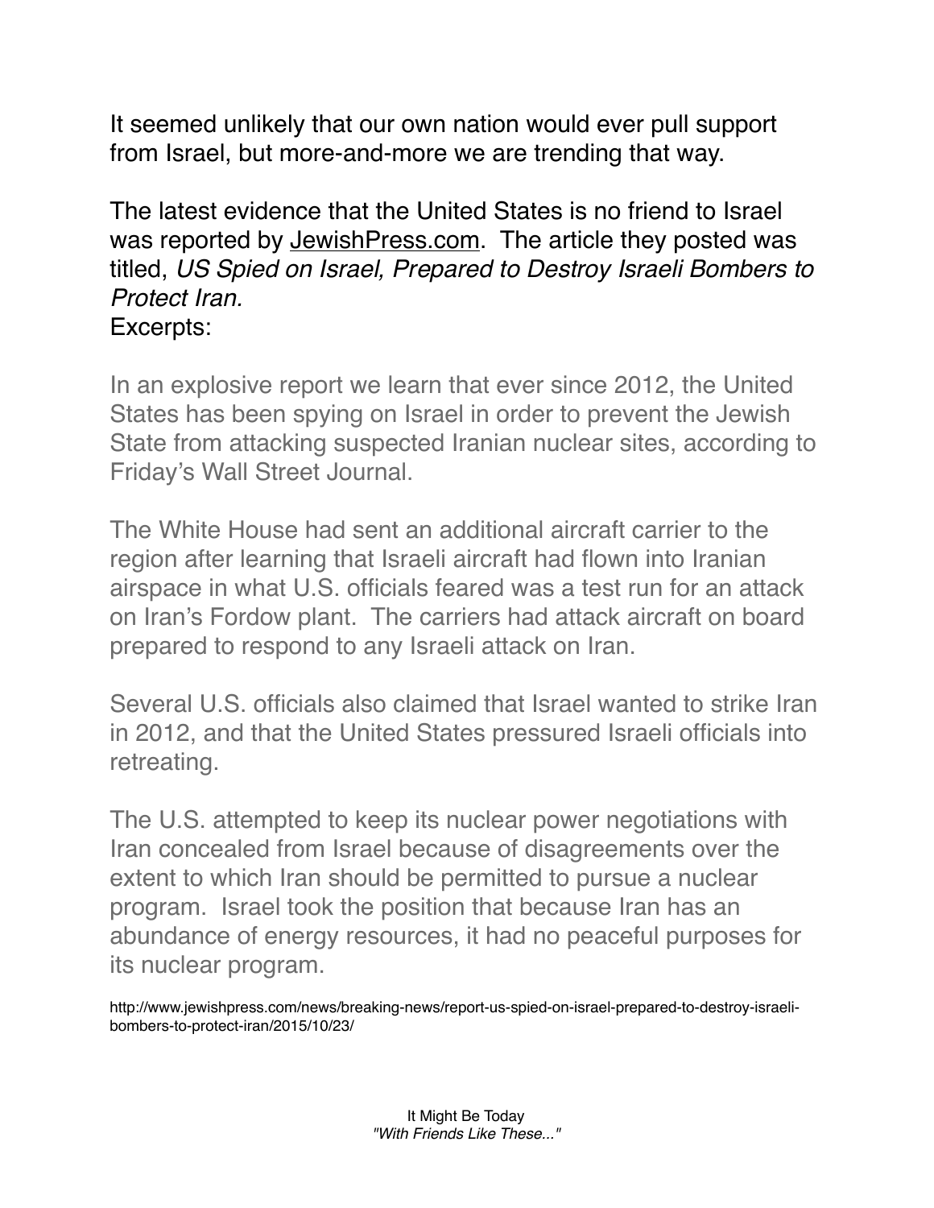It seemed unlikely that our own nation would ever pull support from Israel, but more-and-more we are trending that way.

The latest evidence that the United States is no friend to Israel was reported by JewishPress.com. The article they posted was titled, *US Spied on Israel, Prepared to Destroy Israeli Bombers to Protect Iran.*
Excerpts:

> In an explosive report we learn that ever since 2012, the United States has been spying on Israel in order to prevent the Jewish State from attacking suspected Iranian nuclear sites, according to Friday's Wall Street Journal.
>
> The White House had sent an additional aircraft carrier to the region after learning that Israeli aircraft had flown into Iranian airspace in what U.S. officials feared was a test run for an attack on Iran's Fordow plant. The carriers had attack aircraft on board prepared to respond to any Israeli attack on Iran.
>
> Several U.S. officials also claimed that Israel wanted to strike Iran in 2012, and that the United States pressured Israeli officials into retreating.
>
> The U.S. attempted to keep its nuclear power negotiations with Iran concealed from Israel because of disagreements over the extent to which Iran should be permitted to pursue a nuclear program. Israel took the position that because Iran has an abundance of energy resources, it had no peaceful purposes for its nuclear program.

http://www.jewishpress.com/news/breaking-news/report-us-spied-on-israel-prepared-to-destroy-israeli-bombers-to-protect-iran/2015/10/23/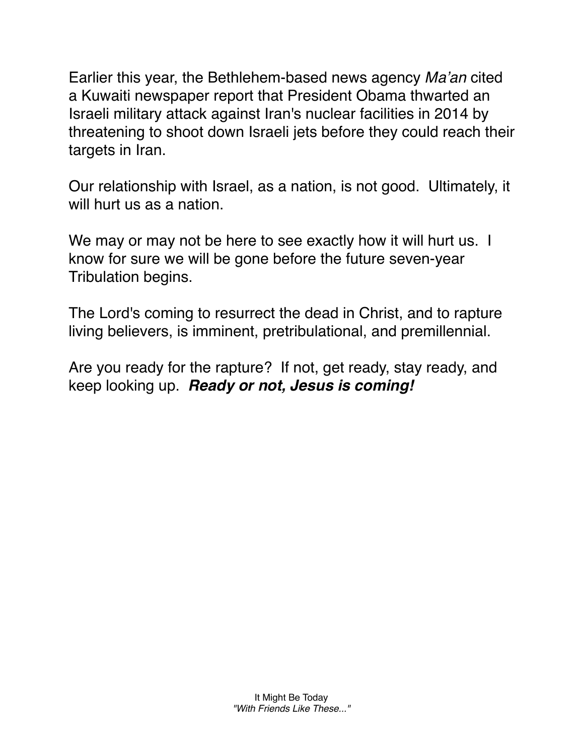Earlier this year, the Bethlehem-based news agency *Ma'an* cited a Kuwaiti newspaper report that President Obama thwarted an Israeli military attack against Iran's nuclear facilities in 2014 by threatening to shoot down Israeli jets before they could reach their targets in Iran.

Our relationship with Israel, as a nation, is not good. Ultimately, it will hurt us as a nation.

We may or may not be here to see exactly how it will hurt us. I know for sure we will be gone before the future seven-year Tribulation begins.

The Lord's coming to resurrect the dead in Christ, and to rapture living believers, is imminent, pretribulational, and premillennial.

Are you ready for the rapture? If not, get ready, stay ready, and keep looking up. ***Ready or not, Jesus is coming!***